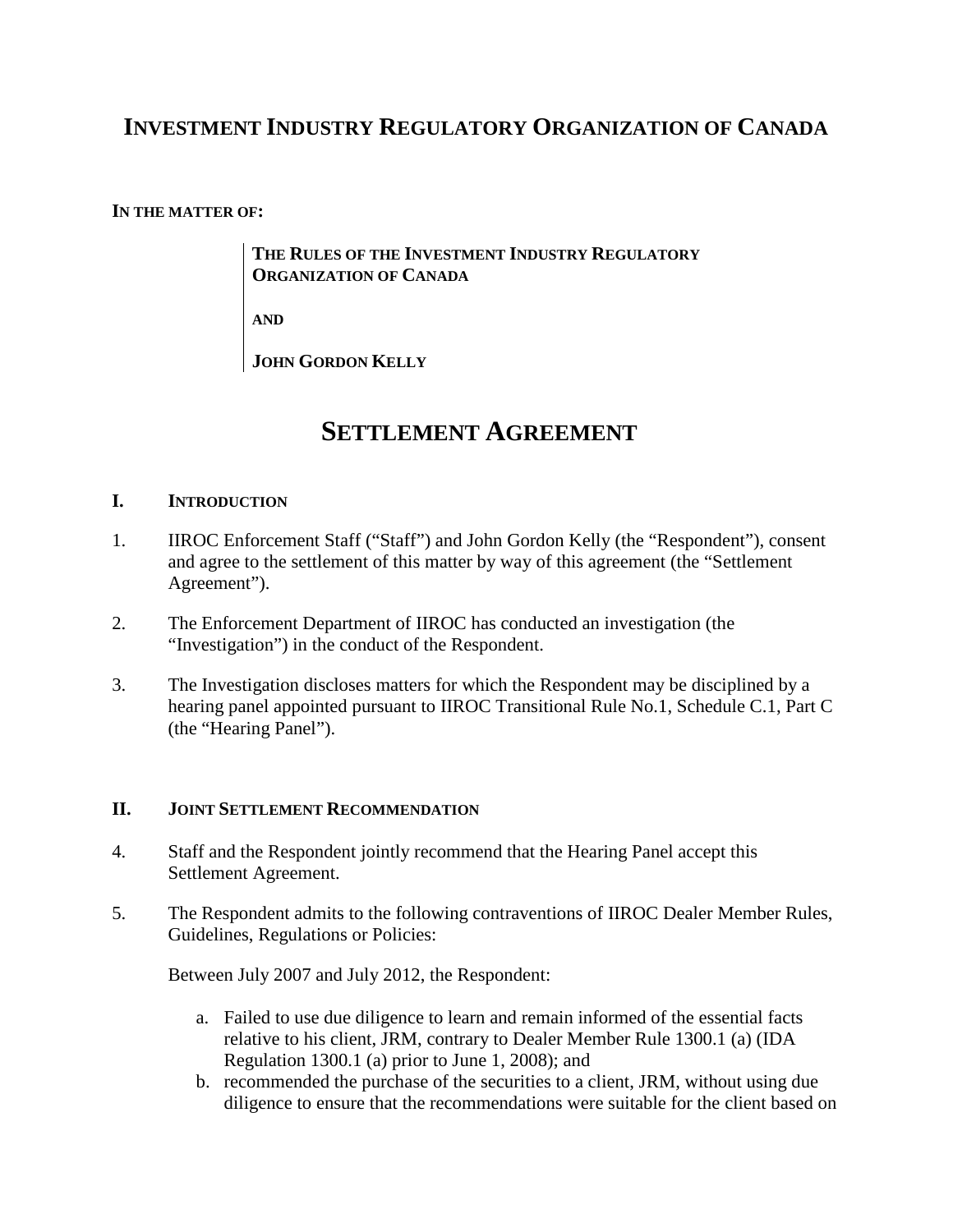# INVESTMENT INDUSTRY REGULATORY ORGANIZATION OF CANADA

**IN THE MATTER OF:**

> **THE RULES OF THE INVESTMENT INDUSTRY REGULATORY ORGANIZATION OF CANADA**
>
> **AND**
>
> **JOHN GORDON KELLY**

# SETTLEMENT AGREEMENT

## I. INTRODUCTION

1. IIROC Enforcement Staff ("Staff") and John Gordon Kelly (the "Respondent"), consent and agree to the settlement of this matter by way of this agreement (the "Settlement Agreement").

2. The Enforcement Department of IIROC has conducted an investigation (the "Investigation") in the conduct of the Respondent.

3. The Investigation discloses matters for which the Respondent may be disciplined by a hearing panel appointed pursuant to IIROC Transitional Rule No.1, Schedule C.1, Part C (the "Hearing Panel").

## II. JOINT SETTLEMENT RECOMMENDATION

4. Staff and the Respondent jointly recommend that the Hearing Panel accept this Settlement Agreement.

5. The Respondent admits to the following contraventions of IIROC Dealer Member Rules, Guidelines, Regulations or Policies:

   Between July 2007 and July 2012, the Respondent:

   a. Failed to use due diligence to learn and remain informed of the essential facts relative to his client, JRM, contrary to Dealer Member Rule 1300.1 (a) (IDA Regulation 1300.1 (a) prior to June 1, 2008); and
   b. recommended the purchase of the securities to a client, JRM, without using due diligence to ensure that the recommendations were suitable for the client based on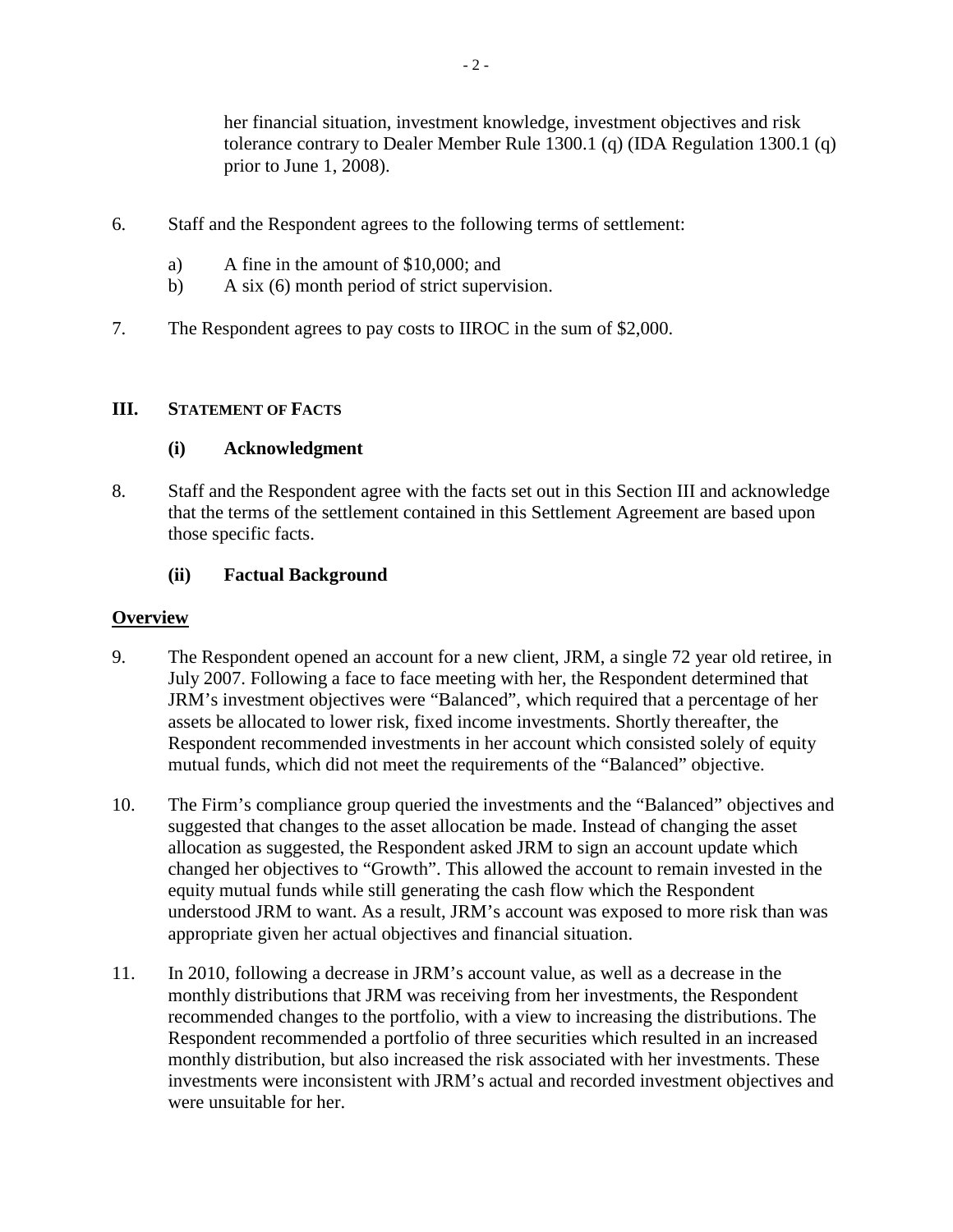her financial situation, investment knowledge, investment objectives and risk tolerance contrary to Dealer Member Rule 1300.1 (q) (IDA Regulation 1300.1 (q) prior to June 1, 2008).

6. Staff and the Respondent agrees to the following terms of settlement:

   a) A fine in the amount of $10,000; and
   b) A six (6) month period of strict supervision.

7. The Respondent agrees to pay costs to IIROC in the sum of $2,000.

## III. STATEMENT OF FACTS

### (i) Acknowledgment

8. Staff and the Respondent agree with the facts set out in this Section III and acknowledge that the terms of the settlement contained in this Settlement Agreement are based upon those specific facts.

### (ii) Factual Background

**Overview**

9. The Respondent opened an account for a new client, JRM, a single 72 year old retiree, in July 2007. Following a face to face meeting with her, the Respondent determined that JRM's investment objectives were "Balanced", which required that a percentage of her assets be allocated to lower risk, fixed income investments. Shortly thereafter, the Respondent recommended investments in her account which consisted solely of equity mutual funds, which did not meet the requirements of the "Balanced" objective.

10. The Firm's compliance group queried the investments and the "Balanced" objectives and suggested that changes to the asset allocation be made. Instead of changing the asset allocation as suggested, the Respondent asked JRM to sign an account update which changed her objectives to "Growth". This allowed the account to remain invested in the equity mutual funds while still generating the cash flow which the Respondent understood JRM to want. As a result, JRM's account was exposed to more risk than was appropriate given her actual objectives and financial situation.

11. In 2010, following a decrease in JRM's account value, as well as a decrease in the monthly distributions that JRM was receiving from her investments, the Respondent recommended changes to the portfolio, with a view to increasing the distributions. The Respondent recommended a portfolio of three securities which resulted in an increased monthly distribution, but also increased the risk associated with her investments. These investments were inconsistent with JRM's actual and recorded investment objectives and were unsuitable for her.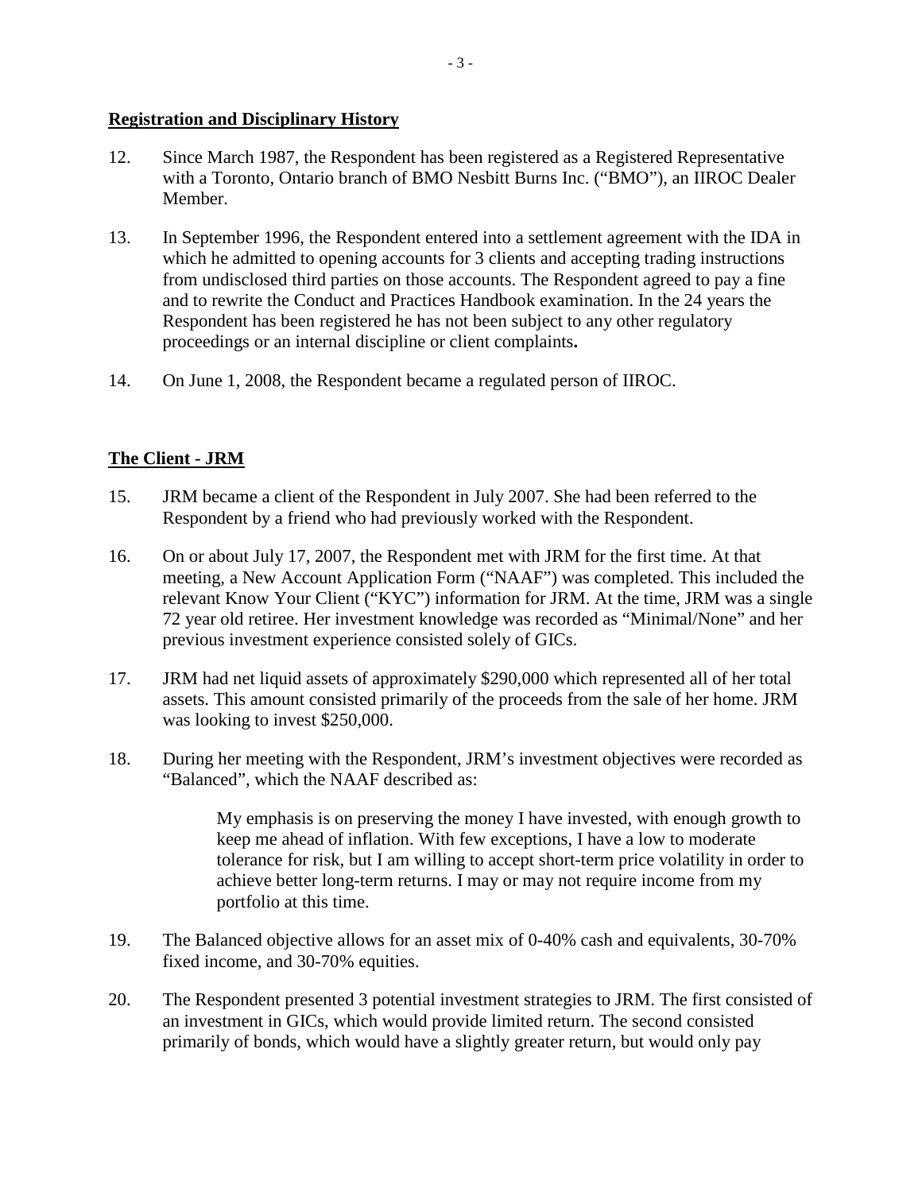**Registration and Disciplinary History**

12. Since March 1987, the Respondent has been registered as a Registered Representative with a Toronto, Ontario branch of BMO Nesbitt Burns Inc. ("BMO"), an IIROC Dealer Member.

13. In September 1996, the Respondent entered into a settlement agreement with the IDA in which he admitted to opening accounts for 3 clients and accepting trading instructions from undisclosed third parties on those accounts. The Respondent agreed to pay a fine and to rewrite the Conduct and Practices Handbook examination. In the 24 years the Respondent has been registered he has not been subject to any other regulatory proceedings or an internal discipline or client complaints**.**

14. On June 1, 2008, the Respondent became a regulated person of IIROC.

**The Client - JRM**

15. JRM became a client of the Respondent in July 2007. She had been referred to the Respondent by a friend who had previously worked with the Respondent.

16. On or about July 17, 2007, the Respondent met with JRM for the first time. At that meeting, a New Account Application Form ("NAAF") was completed. This included the relevant Know Your Client ("KYC") information for JRM. At the time, JRM was a single 72 year old retiree. Her investment knowledge was recorded as "Minimal/None" and her previous investment experience consisted solely of GICs.

17. JRM had net liquid assets of approximately $290,000 which represented all of her total assets. This amount consisted primarily of the proceeds from the sale of her home. JRM was looking to invest $250,000.

18. During her meeting with the Respondent, JRM's investment objectives were recorded as "Balanced", which the NAAF described as:

> My emphasis is on preserving the money I have invested, with enough growth to keep me ahead of inflation. With few exceptions, I have a low to moderate tolerance for risk, but I am willing to accept short-term price volatility in order to achieve better long-term returns. I may or may not require income from my portfolio at this time.

19. The Balanced objective allows for an asset mix of 0-40% cash and equivalents, 30-70% fixed income, and 30-70% equities.

20. The Respondent presented 3 potential investment strategies to JRM. The first consisted of an investment in GICs, which would provide limited return. The second consisted primarily of bonds, which would have a slightly greater return, but would only pay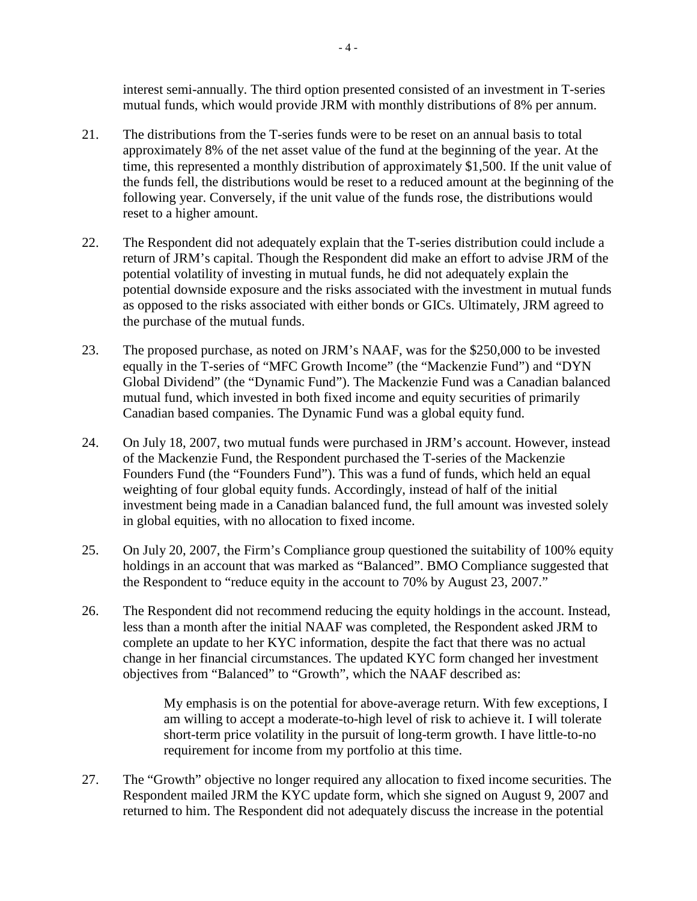interest semi-annually. The third option presented consisted of an investment in T-series mutual funds, which would provide JRM with monthly distributions of 8% per annum.

21. The distributions from the T-series funds were to be reset on an annual basis to total approximately 8% of the net asset value of the fund at the beginning of the year. At the time, this represented a monthly distribution of approximately $1,500. If the unit value of the funds fell, the distributions would be reset to a reduced amount at the beginning of the following year. Conversely, if the unit value of the funds rose, the distributions would reset to a higher amount.

22. The Respondent did not adequately explain that the T-series distribution could include a return of JRM's capital. Though the Respondent did make an effort to advise JRM of the potential volatility of investing in mutual funds, he did not adequately explain the potential downside exposure and the risks associated with the investment in mutual funds as opposed to the risks associated with either bonds or GICs. Ultimately, JRM agreed to the purchase of the mutual funds.

23. The proposed purchase, as noted on JRM's NAAF, was for the $250,000 to be invested equally in the T-series of "MFC Growth Income" (the "Mackenzie Fund") and "DYN Global Dividend" (the "Dynamic Fund"). The Mackenzie Fund was a Canadian balanced mutual fund, which invested in both fixed income and equity securities of primarily Canadian based companies. The Dynamic Fund was a global equity fund.

24. On July 18, 2007, two mutual funds were purchased in JRM's account. However, instead of the Mackenzie Fund, the Respondent purchased the T-series of the Mackenzie Founders Fund (the "Founders Fund"). This was a fund of funds, which held an equal weighting of four global equity funds. Accordingly, instead of half of the initial investment being made in a Canadian balanced fund, the full amount was invested solely in global equities, with no allocation to fixed income.

25. On July 20, 2007, the Firm's Compliance group questioned the suitability of 100% equity holdings in an account that was marked as "Balanced". BMO Compliance suggested that the Respondent to "reduce equity in the account to 70% by August 23, 2007."

26. The Respondent did not recommend reducing the equity holdings in the account. Instead, less than a month after the initial NAAF was completed, the Respondent asked JRM to complete an update to her KYC information, despite the fact that there was no actual change in her financial circumstances. The updated KYC form changed her investment objectives from "Balanced" to "Growth", which the NAAF described as:

> My emphasis is on the potential for above-average return. With few exceptions, I am willing to accept a moderate-to-high level of risk to achieve it. I will tolerate short-term price volatility in the pursuit of long-term growth. I have little-to-no requirement for income from my portfolio at this time.

27. The "Growth" objective no longer required any allocation to fixed income securities. The Respondent mailed JRM the KYC update form, which she signed on August 9, 2007 and returned to him. The Respondent did not adequately discuss the increase in the potential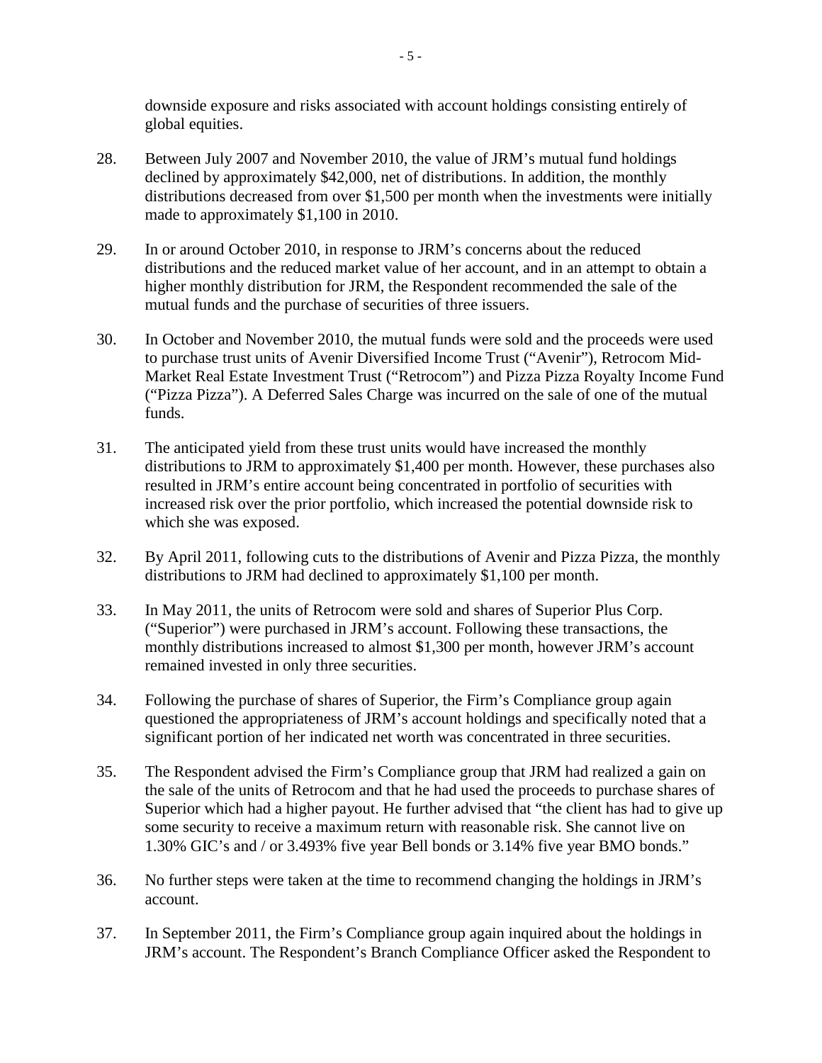downside exposure and risks associated with account holdings consisting entirely of global equities.

28. Between July 2007 and November 2010, the value of JRM's mutual fund holdings declined by approximately $42,000, net of distributions. In addition, the monthly distributions decreased from over $1,500 per month when the investments were initially made to approximately $1,100 in 2010.

29. In or around October 2010, in response to JRM's concerns about the reduced distributions and the reduced market value of her account, and in an attempt to obtain a higher monthly distribution for JRM, the Respondent recommended the sale of the mutual funds and the purchase of securities of three issuers.

30. In October and November 2010, the mutual funds were sold and the proceeds were used to purchase trust units of Avenir Diversified Income Trust ("Avenir"), Retrocom Mid-Market Real Estate Investment Trust ("Retrocom") and Pizza Pizza Royalty Income Fund ("Pizza Pizza"). A Deferred Sales Charge was incurred on the sale of one of the mutual funds.

31. The anticipated yield from these trust units would have increased the monthly distributions to JRM to approximately $1,400 per month. However, these purchases also resulted in JRM's entire account being concentrated in portfolio of securities with increased risk over the prior portfolio, which increased the potential downside risk to which she was exposed.

32. By April 2011, following cuts to the distributions of Avenir and Pizza Pizza, the monthly distributions to JRM had declined to approximately $1,100 per month.

33. In May 2011, the units of Retrocom were sold and shares of Superior Plus Corp. ("Superior") were purchased in JRM's account. Following these transactions, the monthly distributions increased to almost $1,300 per month, however JRM's account remained invested in only three securities.

34. Following the purchase of shares of Superior, the Firm's Compliance group again questioned the appropriateness of JRM's account holdings and specifically noted that a significant portion of her indicated net worth was concentrated in three securities.

35. The Respondent advised the Firm's Compliance group that JRM had realized a gain on the sale of the units of Retrocom and that he had used the proceeds to purchase shares of Superior which had a higher payout. He further advised that "the client has had to give up some security to receive a maximum return with reasonable risk. She cannot live on 1.30% GIC's and / or 3.493% five year Bell bonds or 3.14% five year BMO bonds."

36. No further steps were taken at the time to recommend changing the holdings in JRM's account.

37. In September 2011, the Firm's Compliance group again inquired about the holdings in JRM's account. The Respondent's Branch Compliance Officer asked the Respondent to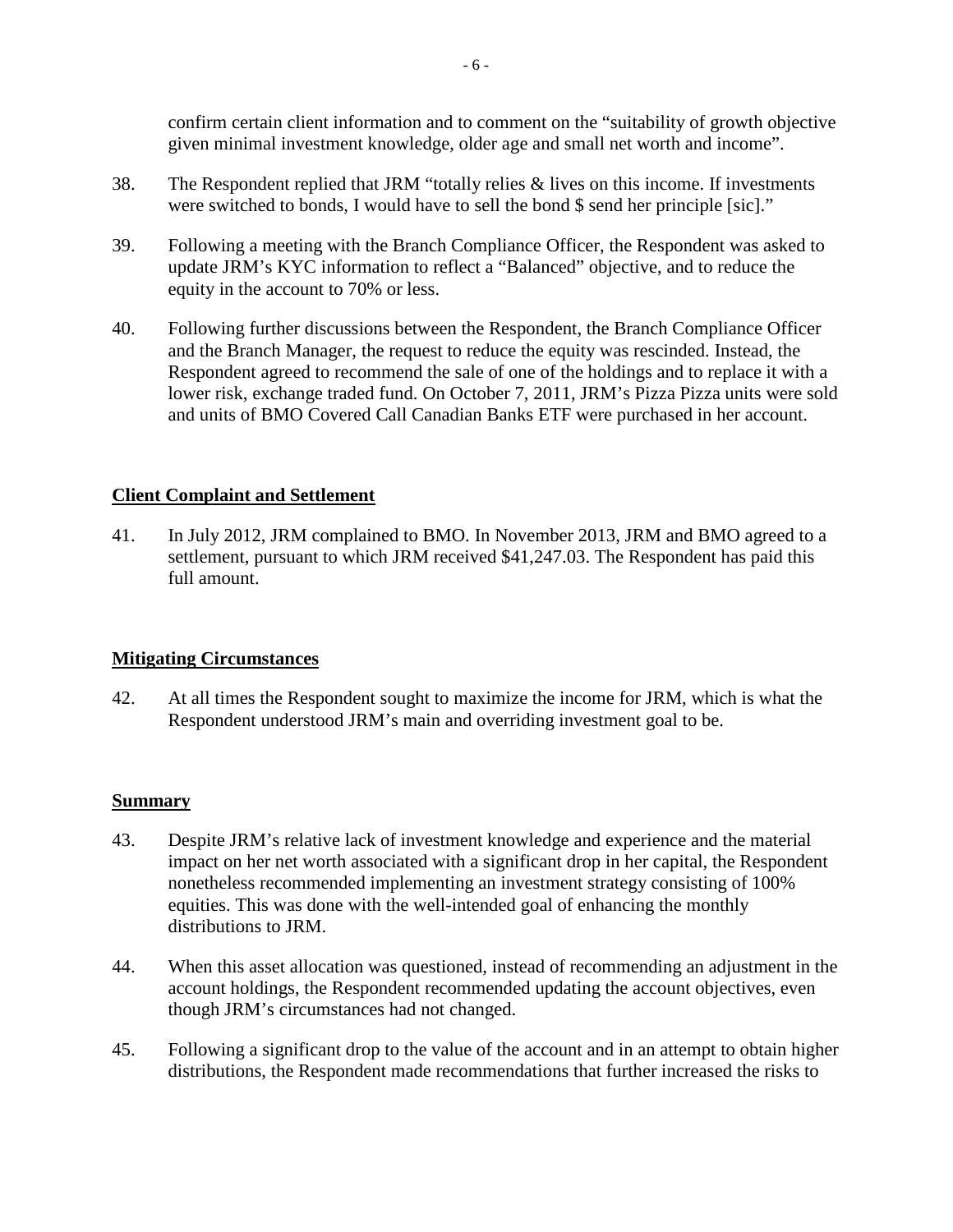confirm certain client information and to comment on the "suitability of growth objective given minimal investment knowledge, older age and small net worth and income".

38. The Respondent replied that JRM "totally relies & lives on this income. If investments were switched to bonds, I would have to sell the bond $ send her principle [sic]."

39. Following a meeting with the Branch Compliance Officer, the Respondent was asked to update JRM's KYC information to reflect a "Balanced" objective, and to reduce the equity in the account to 70% or less.

40. Following further discussions between the Respondent, the Branch Compliance Officer and the Branch Manager, the request to reduce the equity was rescinded. Instead, the Respondent agreed to recommend the sale of one of the holdings and to replace it with a lower risk, exchange traded fund. On October 7, 2011, JRM's Pizza Pizza units were sold and units of BMO Covered Call Canadian Banks ETF were purchased in her account.

**Client Complaint and Settlement**

41. In July 2012, JRM complained to BMO. In November 2013, JRM and BMO agreed to a settlement, pursuant to which JRM received $41,247.03. The Respondent has paid this full amount.

**Mitigating Circumstances**

42. At all times the Respondent sought to maximize the income for JRM, which is what the Respondent understood JRM's main and overriding investment goal to be.

**Summary**

43. Despite JRM's relative lack of investment knowledge and experience and the material impact on her net worth associated with a significant drop in her capital, the Respondent nonetheless recommended implementing an investment strategy consisting of 100% equities. This was done with the well-intended goal of enhancing the monthly distributions to JRM.

44. When this asset allocation was questioned, instead of recommending an adjustment in the account holdings, the Respondent recommended updating the account objectives, even though JRM's circumstances had not changed.

45. Following a significant drop to the value of the account and in an attempt to obtain higher distributions, the Respondent made recommendations that further increased the risks to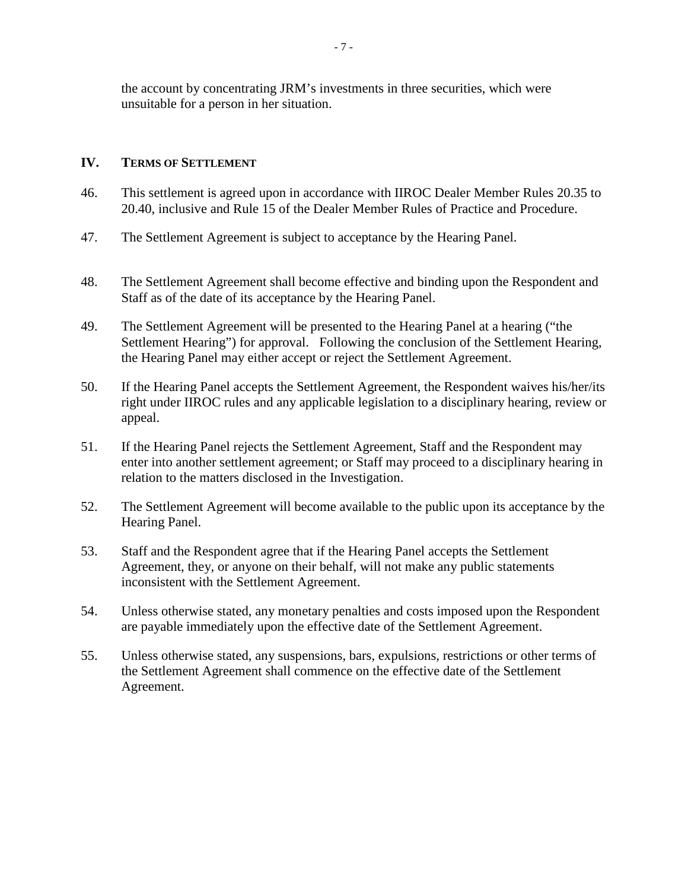the account by concentrating JRM's investments in three securities, which were unsuitable for a person in her situation.

## IV. TERMS OF SETTLEMENT

46. This settlement is agreed upon in accordance with IIROC Dealer Member Rules 20.35 to 20.40, inclusive and Rule 15 of the Dealer Member Rules of Practice and Procedure.

47. The Settlement Agreement is subject to acceptance by the Hearing Panel.

48. The Settlement Agreement shall become effective and binding upon the Respondent and Staff as of the date of its acceptance by the Hearing Panel.

49. The Settlement Agreement will be presented to the Hearing Panel at a hearing ("the Settlement Hearing") for approval. Following the conclusion of the Settlement Hearing, the Hearing Panel may either accept or reject the Settlement Agreement.

50. If the Hearing Panel accepts the Settlement Agreement, the Respondent waives his/her/its right under IIROC rules and any applicable legislation to a disciplinary hearing, review or appeal.

51. If the Hearing Panel rejects the Settlement Agreement, Staff and the Respondent may enter into another settlement agreement; or Staff may proceed to a disciplinary hearing in relation to the matters disclosed in the Investigation.

52. The Settlement Agreement will become available to the public upon its acceptance by the Hearing Panel.

53. Staff and the Respondent agree that if the Hearing Panel accepts the Settlement Agreement, they, or anyone on their behalf, will not make any public statements inconsistent with the Settlement Agreement.

54. Unless otherwise stated, any monetary penalties and costs imposed upon the Respondent are payable immediately upon the effective date of the Settlement Agreement.

55. Unless otherwise stated, any suspensions, bars, expulsions, restrictions or other terms of the Settlement Agreement shall commence on the effective date of the Settlement Agreement.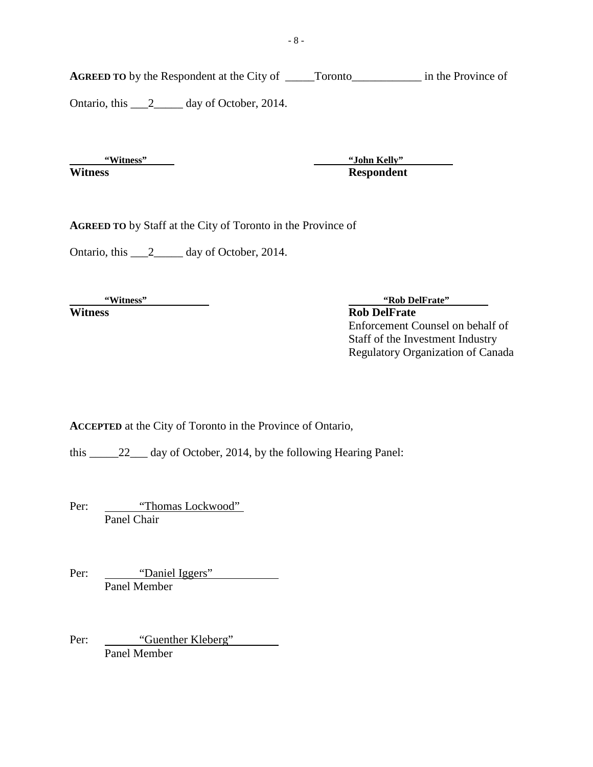**AGREED TO** by the Respondent at the City of _____Toronto____________ in the Province of Ontario, this ___2_____ day of October, 2014.

| | |
|---|---|
| "Witness" | "John Kelly" |
| **Witness** | **Respondent** |

**AGREED TO** by Staff at the City of Toronto in the Province of Ontario, this ___2_____ day of October, 2014.

| | |
|---|---|
| "Witness" | "Rob DelFrate" |
| **Witness** | **Rob DelFrate**<br>Enforcement Counsel on behalf of Staff of the Investment Industry Regulatory Organization of Canada |

**ACCEPTED** at the City of Toronto in the Province of Ontario, this _____22___ day of October, 2014, by the following Hearing Panel:

Per: "Thomas Lockwood"
Panel Chair

Per: "Daniel Iggers"
Panel Member

Per: "Guenther Kleberg"
Panel Member